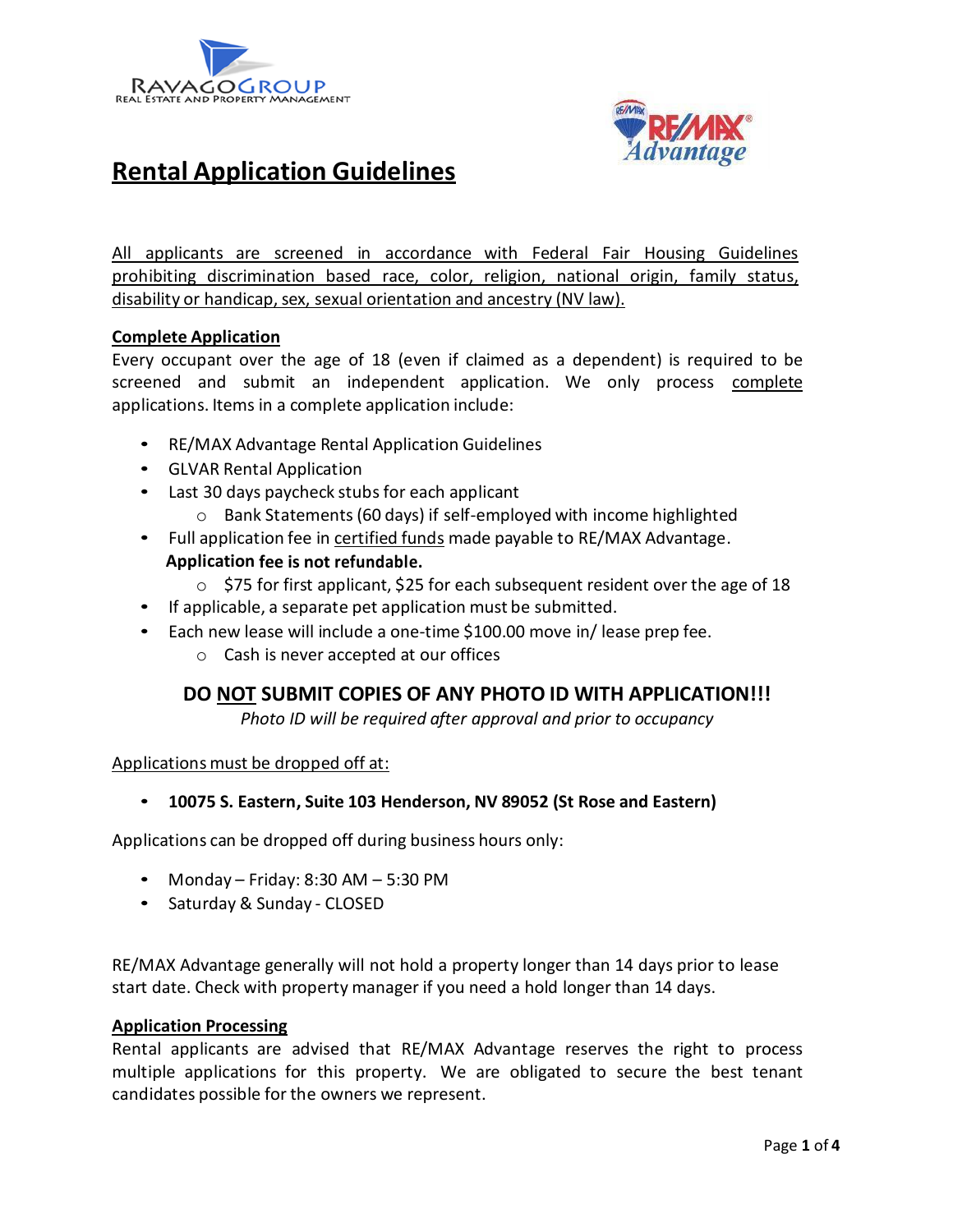RAVAGO GROUP
REAL ESTATE AND PROPERTY MANAGEMENT

RE/MAX Advantage

# Rental Application Guidelines

All applicants are screened in accordance with Federal Fair Housing Guidelines prohibiting discrimination based race, color, religion, national origin, family status, disability or handicap, sex, sexual orientation and ancestry (NV law).

**Complete Application**

Every occupant over the age of 18 (even if claimed as a dependent) is required to be screened and submit an independent application. We only process complete applications. Items in a complete application include:

- RE/MAX Advantage Rental Application Guidelines
- GLVAR Rental Application
- Last 30 days paycheck stubs for each applicant
  - Bank Statements (60 days) if self-employed with income highlighted
- Full application fee in certified funds made payable to RE/MAX Advantage.
  **Application fee is not refundable.**
  - $75 for first applicant, $25 for each subsequent resident over the age of 18
- If applicable, a separate pet application must be submitted.
- Each new lease will include a one-time $100.00 move in/ lease prep fee.
  - Cash is never accepted at our offices

**DO NOT SUBMIT COPIES OF ANY PHOTO ID WITH APPLICATION!!!**

*Photo ID will be required after approval and prior to occupancy*

Applications must be dropped off at:

- **10075 S. Eastern, Suite 103 Henderson, NV 89052 (St Rose and Eastern)**

Applications can be dropped off during business hours only:

- Monday – Friday: 8:30 AM – 5:30 PM
- Saturday & Sunday - CLOSED

RE/MAX Advantage generally will not hold a property longer than 14 days prior to lease start date. Check with property manager if you need a hold longer than 14 days.

**Application Processing**

Rental applicants are advised that RE/MAX Advantage reserves the right to process multiple applications for this property. We are obligated to secure the best tenant candidates possible for the owners we represent.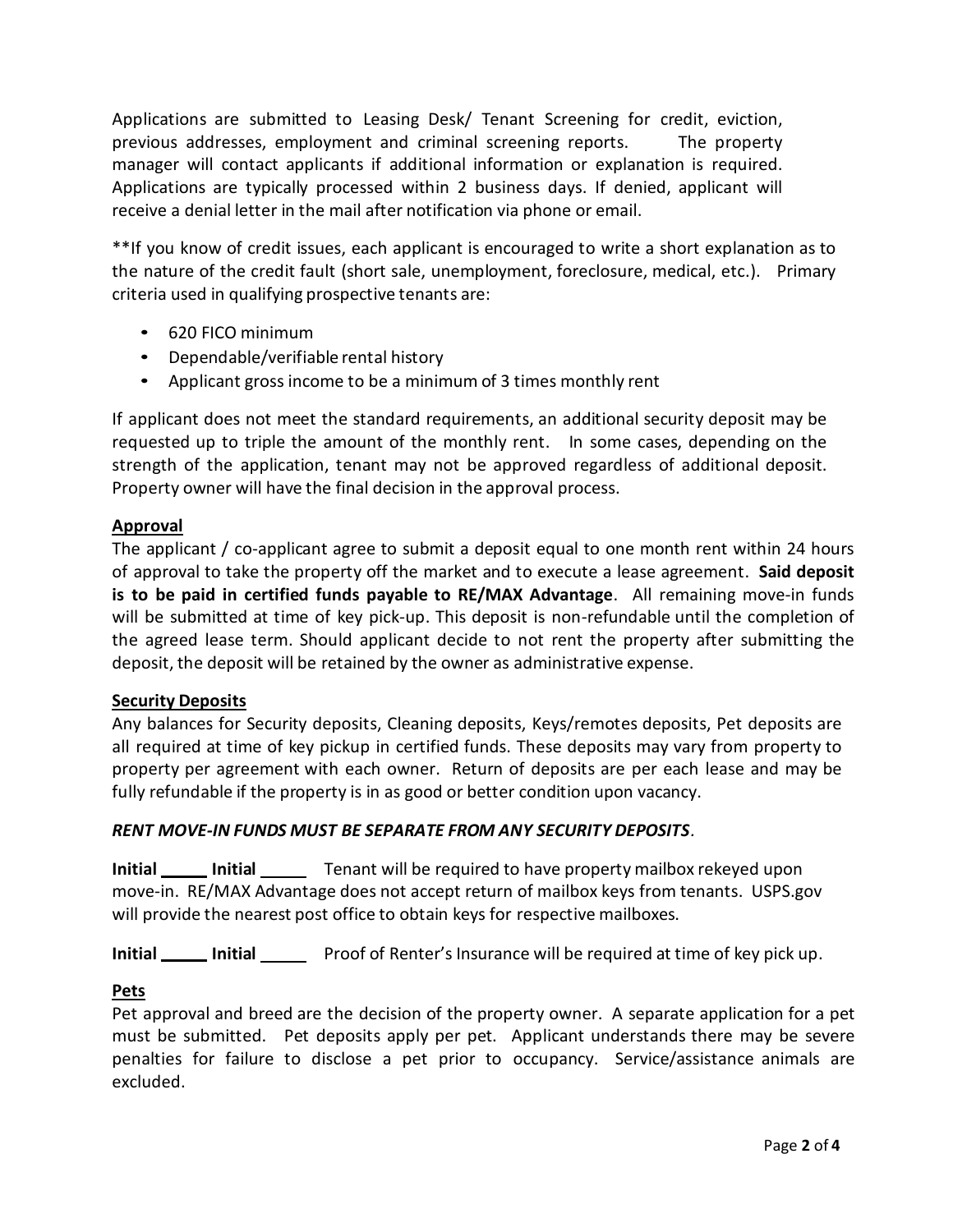Applications are submitted to Leasing Desk/ Tenant Screening for credit, eviction, previous addresses, employment and criminal screening reports. The property manager will contact applicants if additional information or explanation is required. Applications are typically processed within 2 business days. If denied, applicant will receive a denial letter in the mail after notification via phone or email.

**If you know of credit issues, each applicant is encouraged to write a short explanation as to the nature of the credit fault (short sale, unemployment, foreclosure, medical, etc.). Primary criteria used in qualifying prospective tenants are:

- 620 FICO minimum
- Dependable/verifiable rental history
- Applicant gross income to be a minimum of 3 times monthly rent

If applicant does not meet the standard requirements, an additional security deposit may be requested up to triple the amount of the monthly rent. In some cases, depending on the strength of the application, tenant may not be approved regardless of additional deposit. Property owner will have the final decision in the approval process.

## Approval

The applicant / co-applicant agree to submit a deposit equal to one month rent within 24 hours of approval to take the property off the market and to execute a lease agreement. **Said deposit is to be paid in certified funds payable to RE/MAX Advantage**. All remaining move-in funds will be submitted at time of key pick-up. This deposit is non-refundable until the completion of the agreed lease term. Should applicant decide to not rent the property after submitting the deposit, the deposit will be retained by the owner as administrative expense.

## Security Deposits

Any balances for Security deposits, Cleaning deposits, Keys/remotes deposits, Pet deposits are all required at time of key pickup in certified funds. These deposits may vary from property to property per agreement with each owner. Return of deposits are per each lease and may be fully refundable if the property is in as good or better condition upon vacancy.

***RENT MOVE-IN FUNDS MUST BE SEPARATE FROM ANY SECURITY DEPOSITS***.

**Initial _____ Initial _____** Tenant will be required to have property mailbox rekeyed upon move-in. RE/MAX Advantage does not accept return of mailbox keys from tenants. USPS.gov will provide the nearest post office to obtain keys for respective mailboxes.

**Initial _____ Initial _____** Proof of Renter's Insurance will be required at time of key pick up.

## Pets

Pet approval and breed are the decision of the property owner. A separate application for a pet must be submitted. Pet deposits apply per pet. Applicant understands there may be severe penalties for failure to disclose a pet prior to occupancy. Service/assistance animals are excluded.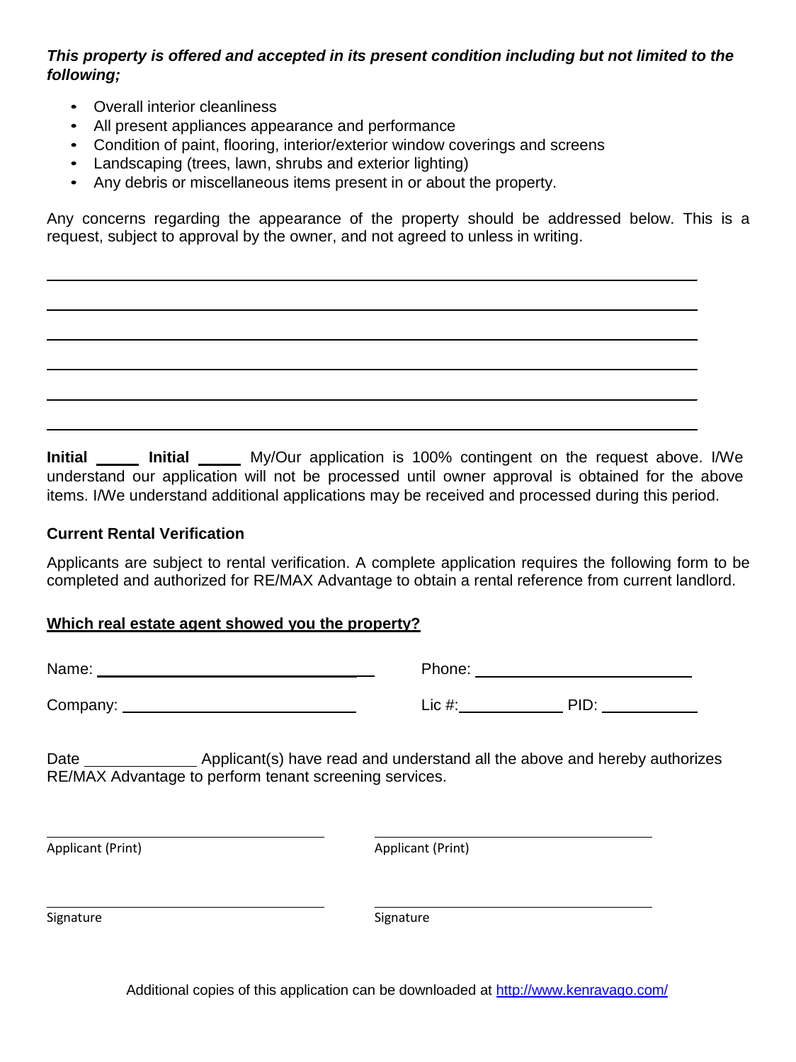***This property is offered and accepted in its present condition including but not limited to the following;***

- Overall interior cleanliness
- All present appliances appearance and performance
- Condition of paint, flooring, interior/exterior window coverings and screens
- Landscaping (trees, lawn, shrubs and exterior lighting)
- Any debris or miscellaneous items present in or about the property.

Any concerns regarding the appearance of the property should be addressed below. This is a request, subject to approval by the owner, and not agreed to unless in writing.

______________________________________________________________________________

______________________________________________________________________________

______________________________________________________________________________

______________________________________________________________________________

______________________________________________________________________________

______________________________________________________________________________

**Initial** _____ **Initial** _____ My/Our application is 100% contingent on the request above. I/We understand our application will not be processed until owner approval is obtained for the above items. I/We understand additional applications may be received and processed during this period.

**Current Rental Verification**

Applicants are subject to rental verification. A complete application requires the following form to be completed and authorized for RE/MAX Advantage to obtain a rental reference from current landlord.

**Which real estate agent showed you the property?**

Name: ______________________________ Phone: ______________________

Company: ___________________________ Lic #: ____________ PID: ___________

Date ____________ Applicant(s) have read and understand all the above and hereby authorizes RE/MAX Advantage to perform tenant screening services.

______________________________ ______________________________
Applicant (Print) Applicant (Print)

______________________________ ______________________________
Signature Signature

Additional copies of this application can be downloaded at http://www.kenravago.com/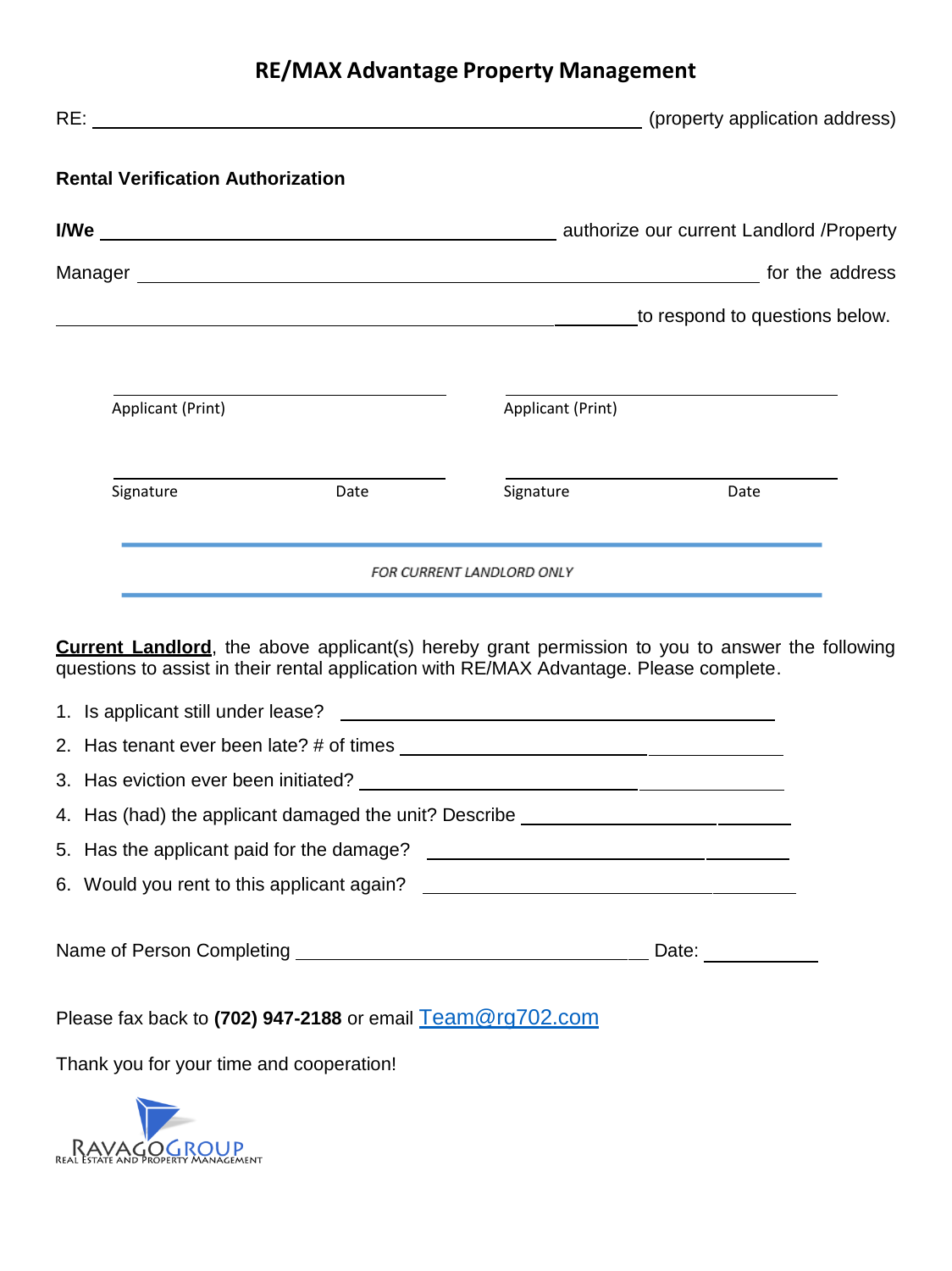# RE/MAX Advantage Property Management

RE: ________________________________________________ (property application address)

**Rental Verification Authorization**

**I/We** ________________________________________ authorize our current Landlord /Property Manager ______________________________________________________ for the address ______________________________________________ to respond to questions below.

| | |
|---|---|
| Applicant (Print) | Applicant (Print) |
| Signature Date | Signature Date |

*FOR CURRENT LANDLORD ONLY*

**Current Landlord**, the above applicant(s) hereby grant permission to you to answer the following questions to assist in their rental application with RE/MAX Advantage. Please complete.

1. Is applicant still under lease? ______________________________________
2. Has tenant ever been late? # of times ________________________________
3. Has eviction ever been initiated? ____________________________________
4. Has (had) the applicant damaged the unit? Describe ____________________
5. Has the applicant paid for the damage? _______________________________
6. Would you rent to this applicant again? _______________________________

Name of Person Completing ______________________________ Date: __________

Please fax back to **(702) 947-2188** or email Team@rg702.com

Thank you for your time and cooperation!

RAVAGO GROUP
REAL ESTATE AND PROPERTY MANAGEMENT